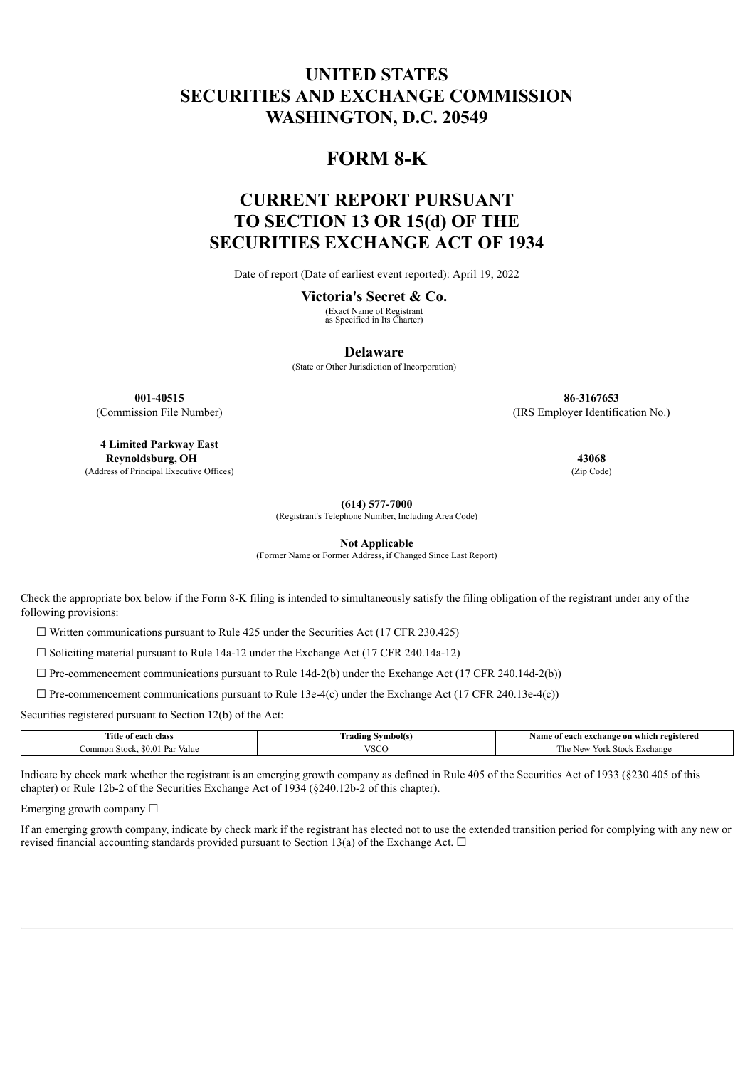# UNITED STATES
# SECURITIES AND EXCHANGE COMMISSION
# WASHINGTON, D.C. 20549

# FORM 8-K

## CURRENT REPORT PURSUANT TO SECTION 13 OR 15(d) OF THE SECURITIES EXCHANGE ACT OF 1934

Date of report (Date of earliest event reported): April 19, 2022

**Victoria's Secret & Co.**
(Exact Name of Registrant as Specified in Its Charter)

**Delaware**
(State or Other Jurisdiction of Incorporation)

| **001-40515** | **86-3167653** |
|---|---|
| (Commission File Number) | (IRS Employer Identification No.) |

| **4 Limited Parkway East Reynoldsburg, OH** | **43068** |
|---|---|
| (Address of Principal Executive Offices) | (Zip Code) |

**(614) 577-7000**
(Registrant's Telephone Number, Including Area Code)

**Not Applicable**
(Former Name or Former Address, if Changed Since Last Report)

Check the appropriate box below if the Form 8-K filing is intended to simultaneously satisfy the filing obligation of the registrant under any of the following provisions:

☐ Written communications pursuant to Rule 425 under the Securities Act (17 CFR 230.425)

☐ Soliciting material pursuant to Rule 14a-12 under the Exchange Act (17 CFR 240.14a-12)

☐ Pre-commencement communications pursuant to Rule 14d-2(b) under the Exchange Act (17 CFR 240.14d-2(b))

☐ Pre-commencement communications pursuant to Rule 13e-4(c) under the Exchange Act (17 CFR 240.13e-4(c))

Securities registered pursuant to Section 12(b) of the Act:

| Title of each class | Trading Symbol(s) | Name of each exchange on which registered |
|---|---|---|
| Common Stock, $0.01 Par Value | VSCO | The New York Stock Exchange |

Indicate by check mark whether the registrant is an emerging growth company as defined in Rule 405 of the Securities Act of 1933 (§230.405 of this chapter) or Rule 12b-2 of the Securities Exchange Act of 1934 (§240.12b-2 of this chapter).

Emerging growth company ☐

If an emerging growth company, indicate by check mark if the registrant has elected not to use the extended transition period for complying with any new or revised financial accounting standards provided pursuant to Section 13(a) of the Exchange Act. ☐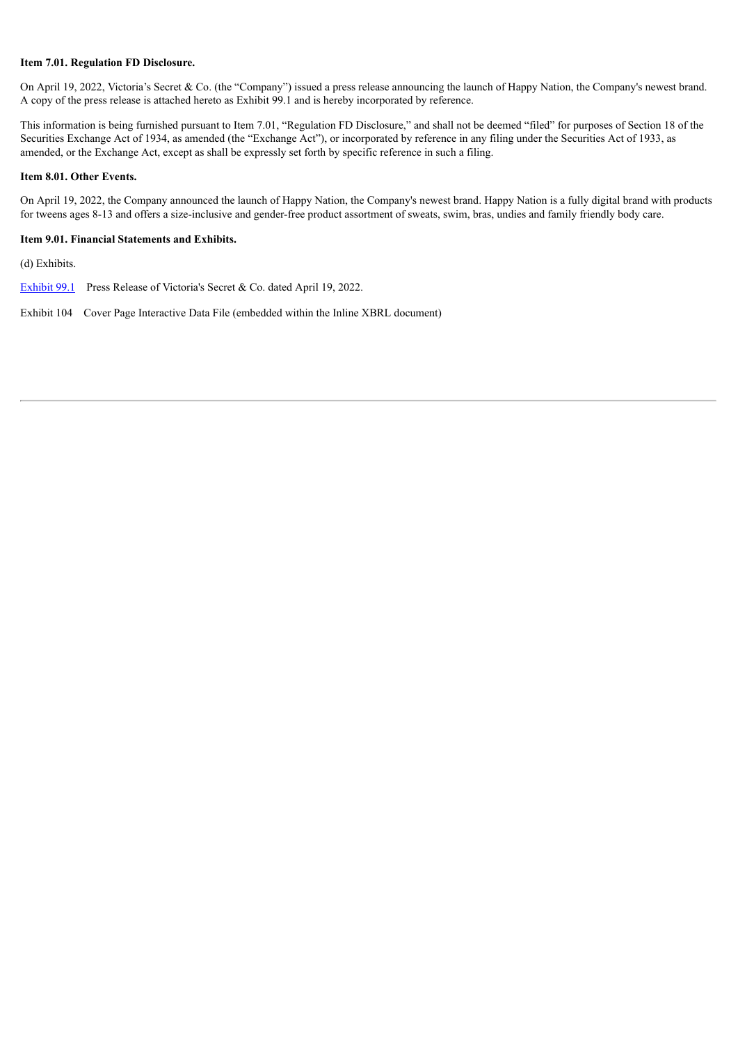**Item 7.01. Regulation FD Disclosure.**

On April 19, 2022, Victoria's Secret & Co. (the "Company") issued a press release announcing the launch of Happy Nation, the Company's newest brand. A copy of the press release is attached hereto as Exhibit 99.1 and is hereby incorporated by reference.

This information is being furnished pursuant to Item 7.01, "Regulation FD Disclosure," and shall not be deemed "filed" for purposes of Section 18 of the Securities Exchange Act of 1934, as amended (the "Exchange Act"), or incorporated by reference in any filing under the Securities Act of 1933, as amended, or the Exchange Act, except as shall be expressly set forth by specific reference in such a filing.

**Item 8.01. Other Events.**

On April 19, 2022, the Company announced the launch of Happy Nation, the Company's newest brand. Happy Nation is a fully digital brand with products for tweens ages 8-13 and offers a size-inclusive and gender-free product assortment of sweats, swim, bras, undies and family friendly body care.

**Item 9.01. Financial Statements and Exhibits.**

(d) Exhibits.

Exhibit 99.1 Press Release of Victoria's Secret & Co. dated April 19, 2022.

Exhibit 104 Cover Page Interactive Data File (embedded within the Inline XBRL document)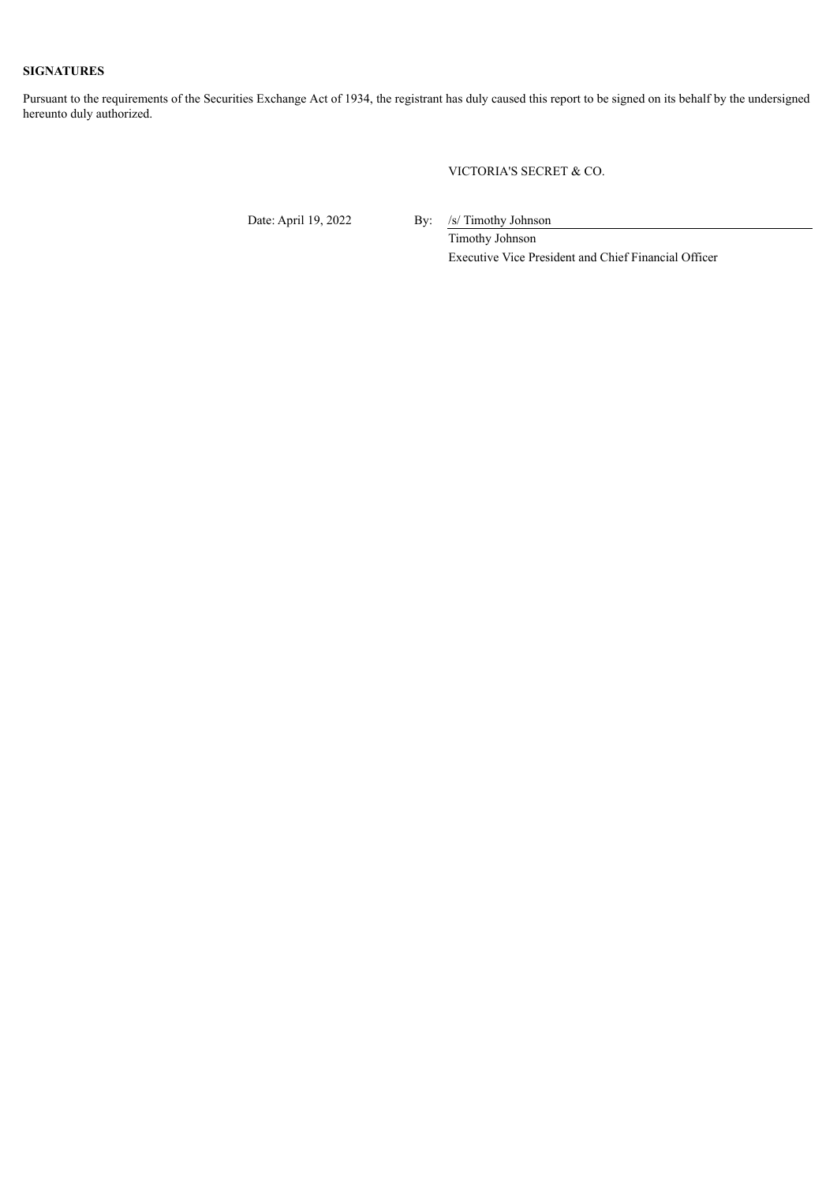**SIGNATURES**

Pursuant to the requirements of the Securities Exchange Act of 1934, the registrant has duly caused this report to be signed on its behalf by the undersigned hereunto duly authorized.

VICTORIA'S SECRET & CO.

Date: April 19, 2022

By: /s/ Timothy Johnson

Timothy Johnson

Executive Vice President and Chief Financial Officer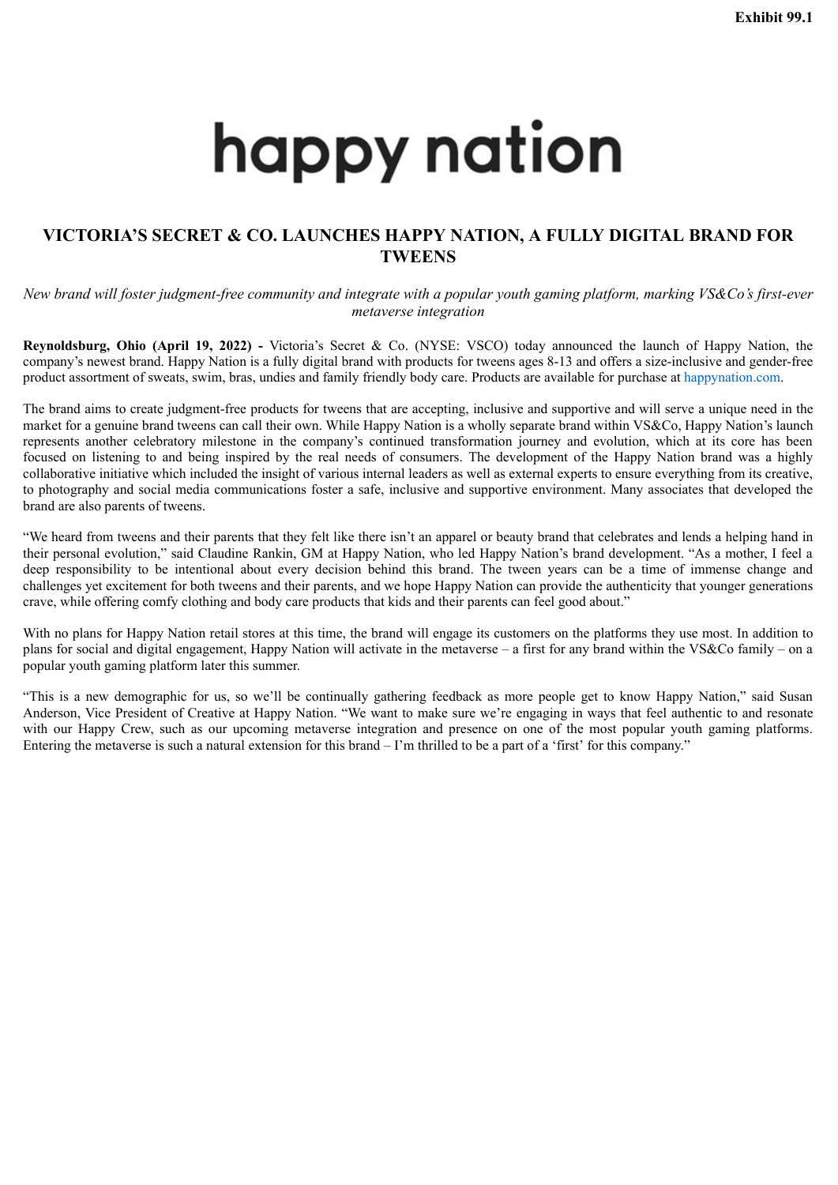Exhibit 99.1

# happy nation

## VICTORIA'S SECRET & CO. LAUNCHES HAPPY NATION, A FULLY DIGITAL BRAND FOR TWEENS

*New brand will foster judgment-free community and integrate with a popular youth gaming platform, marking VS&Co's first-ever metaverse integration*

**Reynoldsburg, Ohio (April 19, 2022) -** Victoria's Secret & Co. (NYSE: VSCO) today announced the launch of Happy Nation, the company's newest brand. Happy Nation is a fully digital brand with products for tweens ages 8-13 and offers a size-inclusive and gender-free product assortment of sweats, swim, bras, undies and family friendly body care. Products are available for purchase at happynation.com.

The brand aims to create judgment-free products for tweens that are accepting, inclusive and supportive and will serve a unique need in the market for a genuine brand tweens can call their own. While Happy Nation is a wholly separate brand within VS&Co, Happy Nation's launch represents another celebratory milestone in the company's continued transformation journey and evolution, which at its core has been focused on listening to and being inspired by the real needs of consumers. The development of the Happy Nation brand was a highly collaborative initiative which included the insight of various internal leaders as well as external experts to ensure everything from its creative, to photography and social media communications foster a safe, inclusive and supportive environment. Many associates that developed the brand are also parents of tweens.

"We heard from tweens and their parents that they felt like there isn't an apparel or beauty brand that celebrates and lends a helping hand in their personal evolution," said Claudine Rankin, GM at Happy Nation, who led Happy Nation's brand development. "As a mother, I feel a deep responsibility to be intentional about every decision behind this brand. The tween years can be a time of immense change and challenges yet excitement for both tweens and their parents, and we hope Happy Nation can provide the authenticity that younger generations crave, while offering comfy clothing and body care products that kids and their parents can feel good about."

With no plans for Happy Nation retail stores at this time, the brand will engage its customers on the platforms they use most. In addition to plans for social and digital engagement, Happy Nation will activate in the metaverse – a first for any brand within the VS&Co family – on a popular youth gaming platform later this summer.

"This is a new demographic for us, so we'll be continually gathering feedback as more people get to know Happy Nation," said Susan Anderson, Vice President of Creative at Happy Nation. "We want to make sure we're engaging in ways that feel authentic to and resonate with our Happy Crew, such as our upcoming metaverse integration and presence on one of the most popular youth gaming platforms. Entering the metaverse is such a natural extension for this brand – I'm thrilled to be a part of a 'first' for this company."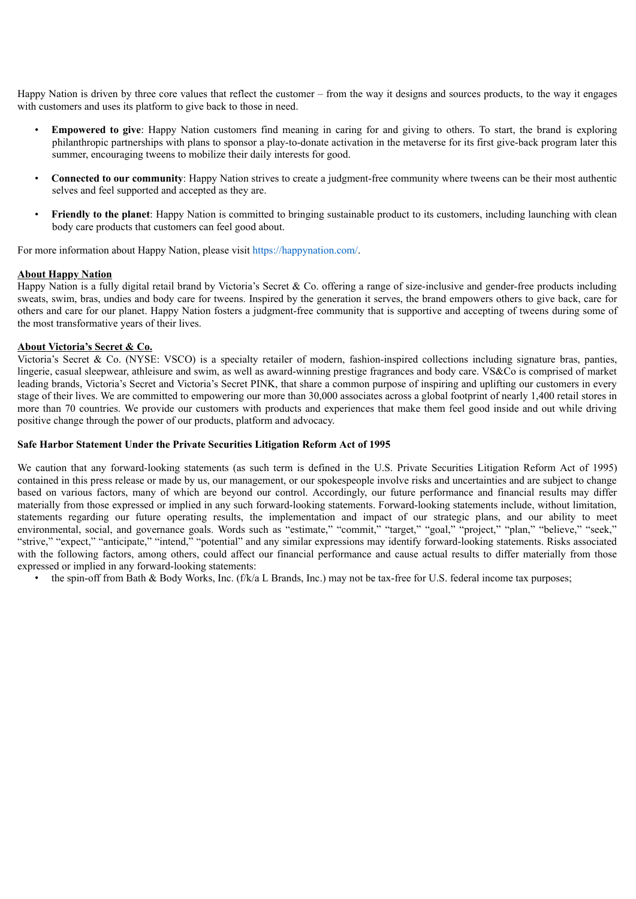Happy Nation is driven by three core values that reflect the customer – from the way it designs and sources products, to the way it engages with customers and uses its platform to give back to those in need.

- **Empowered to give**: Happy Nation customers find meaning in caring for and giving to others. To start, the brand is exploring philanthropic partnerships with plans to sponsor a play-to-donate activation in the metaverse for its first give-back program later this summer, encouraging tweens to mobilize their daily interests for good.

- **Connected to our community**: Happy Nation strives to create a judgment-free community where tweens can be their most authentic selves and feel supported and accepted as they are.

- **Friendly to the planet**: Happy Nation is committed to bringing sustainable product to its customers, including launching with clean body care products that customers can feel good about.

For more information about Happy Nation, please visit https://happynation.com/.

**About Happy Nation**

Happy Nation is a fully digital retail brand by Victoria's Secret & Co. offering a range of size-inclusive and gender-free products including sweats, swim, bras, undies and body care for tweens. Inspired by the generation it serves, the brand empowers others to give back, care for others and care for our planet. Happy Nation fosters a judgment-free community that is supportive and accepting of tweens during some of the most transformative years of their lives.

**About Victoria's Secret & Co.**

Victoria's Secret & Co. (NYSE: VSCO) is a specialty retailer of modern, fashion-inspired collections including signature bras, panties, lingerie, casual sleepwear, athleisure and swim, as well as award-winning prestige fragrances and body care. VS&Co is comprised of market leading brands, Victoria's Secret and Victoria's Secret PINK, that share a common purpose of inspiring and uplifting our customers in every stage of their lives. We are committed to empowering our more than 30,000 associates across a global footprint of nearly 1,400 retail stores in more than 70 countries. We provide our customers with products and experiences that make them feel good inside and out while driving positive change through the power of our products, platform and advocacy.

**Safe Harbor Statement Under the Private Securities Litigation Reform Act of 1995**

We caution that any forward-looking statements (as such term is defined in the U.S. Private Securities Litigation Reform Act of 1995) contained in this press release or made by us, our management, or our spokespeople involve risks and uncertainties and are subject to change based on various factors, many of which are beyond our control. Accordingly, our future performance and financial results may differ materially from those expressed or implied in any such forward-looking statements. Forward-looking statements include, without limitation, statements regarding our future operating results, the implementation and impact of our strategic plans, and our ability to meet environmental, social, and governance goals. Words such as "estimate," "commit," "target," "goal," "project," "plan," "believe," "seek," "strive," "expect," "anticipate," "intend," "potential" and any similar expressions may identify forward-looking statements. Risks associated with the following factors, among others, could affect our financial performance and cause actual results to differ materially from those expressed or implied in any forward-looking statements:

- the spin-off from Bath & Body Works, Inc. (f/k/a L Brands, Inc.) may not be tax-free for U.S. federal income tax purposes;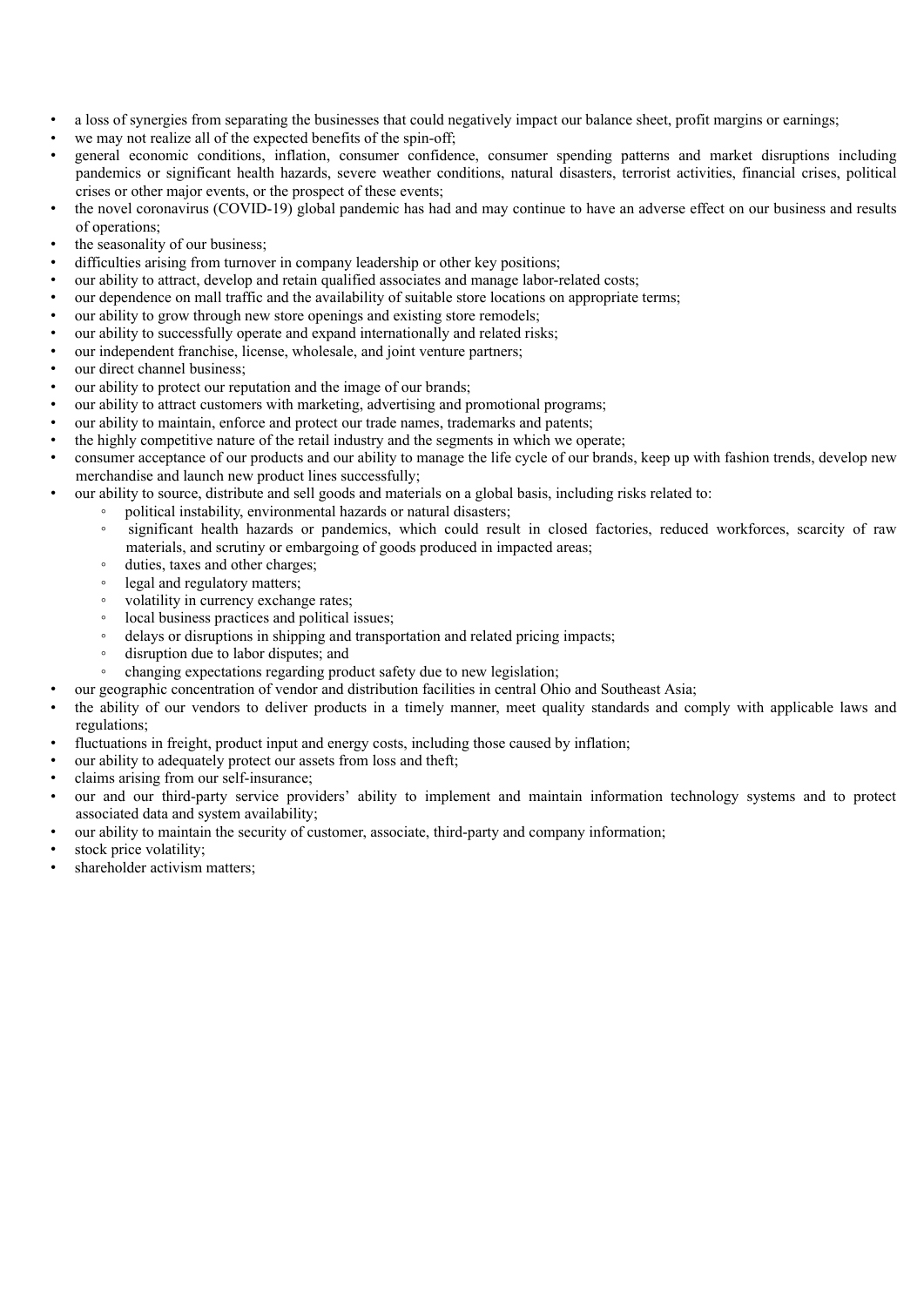- a loss of synergies from separating the businesses that could negatively impact our balance sheet, profit margins or earnings;
- we may not realize all of the expected benefits of the spin-off;
- general economic conditions, inflation, consumer confidence, consumer spending patterns and market disruptions including pandemics or significant health hazards, severe weather conditions, natural disasters, terrorist activities, financial crises, political crises or other major events, or the prospect of these events;
- the novel coronavirus (COVID-19) global pandemic has had and may continue to have an adverse effect on our business and results of operations;
- the seasonality of our business;
- difficulties arising from turnover in company leadership or other key positions;
- our ability to attract, develop and retain qualified associates and manage labor-related costs;
- our dependence on mall traffic and the availability of suitable store locations on appropriate terms;
- our ability to grow through new store openings and existing store remodels;
- our ability to successfully operate and expand internationally and related risks;
- our independent franchise, license, wholesale, and joint venture partners;
- our direct channel business;
- our ability to protect our reputation and the image of our brands;
- our ability to attract customers with marketing, advertising and promotional programs;
- our ability to maintain, enforce and protect our trade names, trademarks and patents;
- the highly competitive nature of the retail industry and the segments in which we operate;
- consumer acceptance of our products and our ability to manage the life cycle of our brands, keep up with fashion trends, develop new merchandise and launch new product lines successfully;
- our ability to source, distribute and sell goods and materials on a global basis, including risks related to:
  - political instability, environmental hazards or natural disasters;
  - significant health hazards or pandemics, which could result in closed factories, reduced workforces, scarcity of raw materials, and scrutiny or embargoing of goods produced in impacted areas;
  - duties, taxes and other charges;
  - legal and regulatory matters;
  - volatility in currency exchange rates;
  - local business practices and political issues;
  - delays or disruptions in shipping and transportation and related pricing impacts;
  - disruption due to labor disputes; and
  - changing expectations regarding product safety due to new legislation;
- our geographic concentration of vendor and distribution facilities in central Ohio and Southeast Asia;
- the ability of our vendors to deliver products in a timely manner, meet quality standards and comply with applicable laws and regulations;
- fluctuations in freight, product input and energy costs, including those caused by inflation;
- our ability to adequately protect our assets from loss and theft;
- claims arising from our self-insurance;
- our and our third-party service providers' ability to implement and maintain information technology systems and to protect associated data and system availability;
- our ability to maintain the security of customer, associate, third-party and company information;
- stock price volatility;
- shareholder activism matters;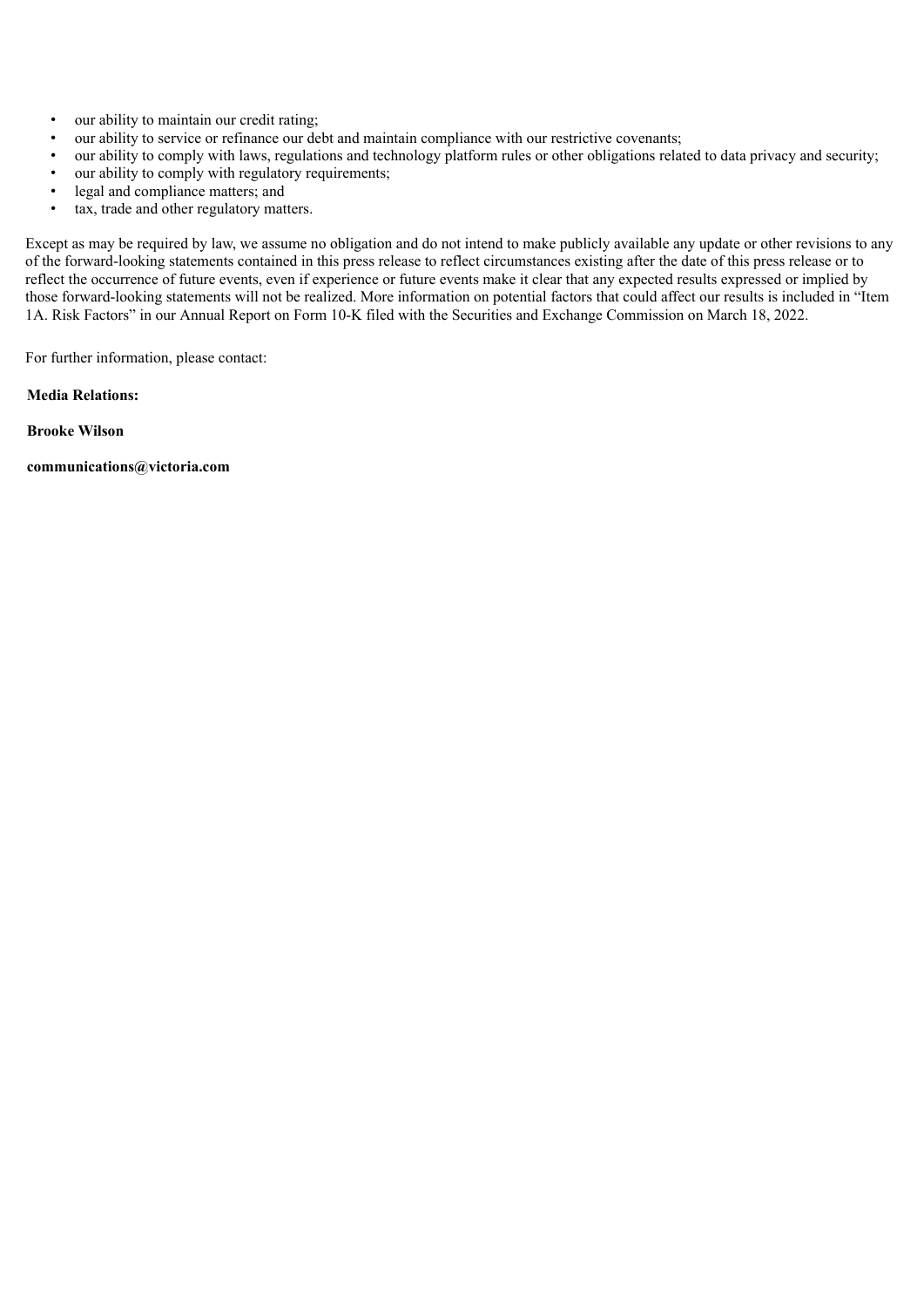- our ability to maintain our credit rating;
- our ability to service or refinance our debt and maintain compliance with our restrictive covenants;
- our ability to comply with laws, regulations and technology platform rules or other obligations related to data privacy and security;
- our ability to comply with regulatory requirements;
- legal and compliance matters; and
- tax, trade and other regulatory matters.

Except as may be required by law, we assume no obligation and do not intend to make publicly available any update or other revisions to any of the forward-looking statements contained in this press release to reflect circumstances existing after the date of this press release or to reflect the occurrence of future events, even if experience or future events make it clear that any expected results expressed or implied by those forward-looking statements will not be realized. More information on potential factors that could affect our results is included in "Item 1A. Risk Factors" in our Annual Report on Form 10-K filed with the Securities and Exchange Commission on March 18, 2022.

For further information, please contact:

**Media Relations:**

**Brooke Wilson**

**communications@victoria.com**